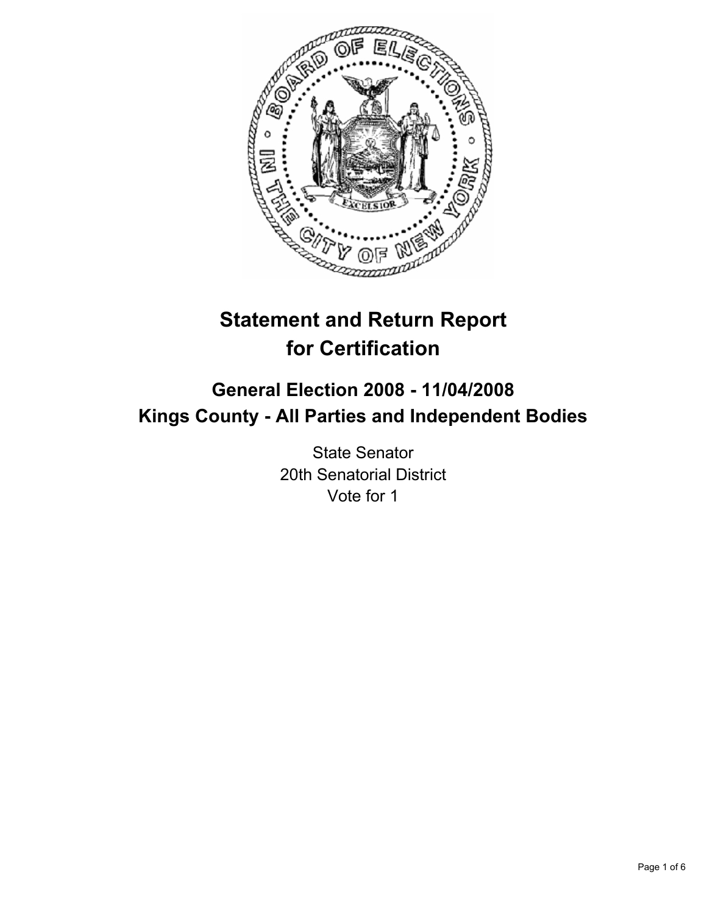# Statement and Return Report for Certification

## General Election 2008 - 11/04/2008
## Kings County - All Parties and Independent Bodies

State Senator
20th Senatorial District
Vote for 1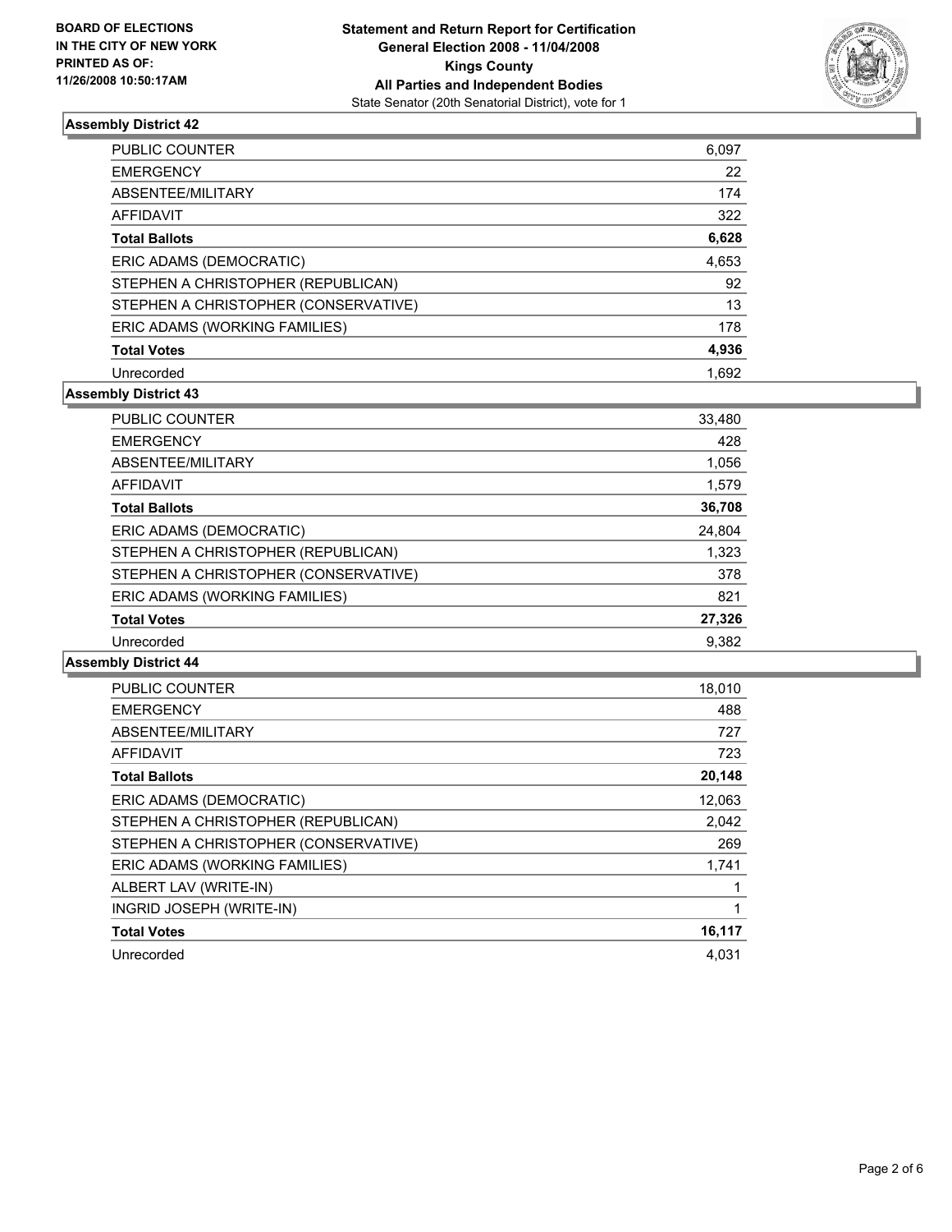**BOARD OF ELECTIONS IN THE CITY OF NEW YORK PRINTED AS OF: 11/26/2008 10:50:17AM**

**Statement and Return Report for Certification**
**General Election 2008 - 11/04/2008**
**Kings County**
**All Parties and Independent Bodies**
State Senator (20th Senatorial District), vote for 1

### Assembly District 42

| | |
|---|---|
| PUBLIC COUNTER | 6,097 |
| EMERGENCY | 22 |
| ABSENTEE/MILITARY | 174 |
| AFFIDAVIT | 322 |
| **Total Ballots** | **6,628** |
| ERIC ADAMS (DEMOCRATIC) | 4,653 |
| STEPHEN A CHRISTOPHER (REPUBLICAN) | 92 |
| STEPHEN A CHRISTOPHER (CONSERVATIVE) | 13 |
| ERIC ADAMS (WORKING FAMILIES) | 178 |
| **Total Votes** | **4,936** |
| Unrecorded | 1,692 |

### Assembly District 43

| | |
|---|---|
| PUBLIC COUNTER | 33,480 |
| EMERGENCY | 428 |
| ABSENTEE/MILITARY | 1,056 |
| AFFIDAVIT | 1,579 |
| **Total Ballots** | **36,708** |
| ERIC ADAMS (DEMOCRATIC) | 24,804 |
| STEPHEN A CHRISTOPHER (REPUBLICAN) | 1,323 |
| STEPHEN A CHRISTOPHER (CONSERVATIVE) | 378 |
| ERIC ADAMS (WORKING FAMILIES) | 821 |
| **Total Votes** | **27,326** |
| Unrecorded | 9,382 |

### Assembly District 44

| | |
|---|---|
| PUBLIC COUNTER | 18,010 |
| EMERGENCY | 488 |
| ABSENTEE/MILITARY | 727 |
| AFFIDAVIT | 723 |
| **Total Ballots** | **20,148** |
| ERIC ADAMS (DEMOCRATIC) | 12,063 |
| STEPHEN A CHRISTOPHER (REPUBLICAN) | 2,042 |
| STEPHEN A CHRISTOPHER (CONSERVATIVE) | 269 |
| ERIC ADAMS (WORKING FAMILIES) | 1,741 |
| ALBERT LAV (WRITE-IN) | 1 |
| INGRID JOSEPH (WRITE-IN) | 1 |
| **Total Votes** | **16,117** |
| Unrecorded | 4,031 |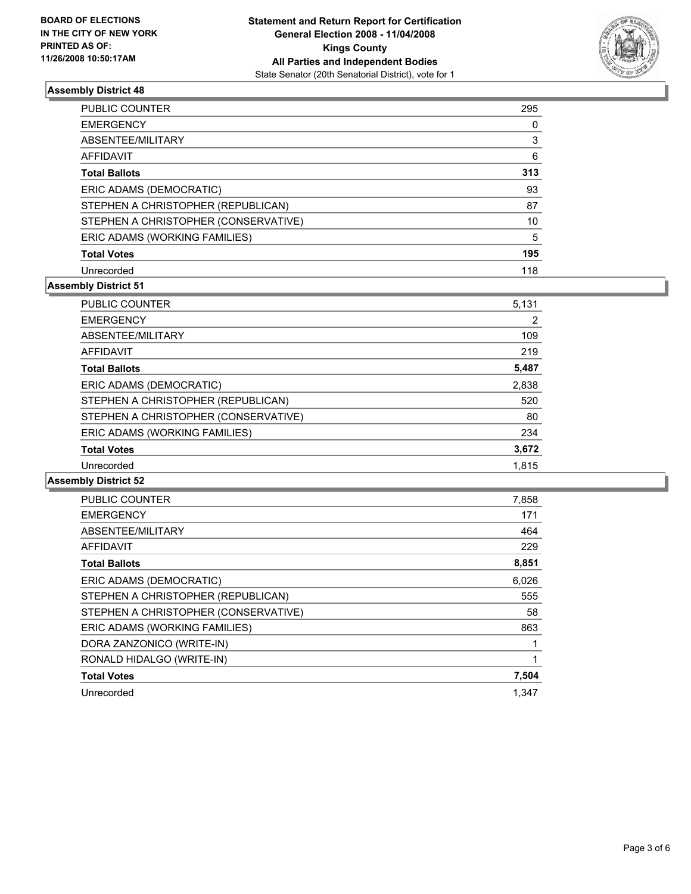BOARD OF ELECTIONS
IN THE CITY OF NEW YORK
PRINTED AS OF:
11/26/2008 10:50:17AM

**Statement and Return Report for Certification**
**General Election 2008 - 11/04/2008**
**Kings County**
**All Parties and Independent Bodies**
State Senator (20th Senatorial District), vote for 1

### Assembly District 48

| | |
|---|---|
| PUBLIC COUNTER | 295 |
| EMERGENCY | 0 |
| ABSENTEE/MILITARY | 3 |
| AFFIDAVIT | 6 |
| **Total Ballots** | **313** |
| ERIC ADAMS (DEMOCRATIC) | 93 |
| STEPHEN A CHRISTOPHER (REPUBLICAN) | 87 |
| STEPHEN A CHRISTOPHER (CONSERVATIVE) | 10 |
| ERIC ADAMS (WORKING FAMILIES) | 5 |
| **Total Votes** | **195** |
| Unrecorded | 118 |

### Assembly District 51

| | |
|---|---|
| PUBLIC COUNTER | 5,131 |
| EMERGENCY | 2 |
| ABSENTEE/MILITARY | 109 |
| AFFIDAVIT | 219 |
| **Total Ballots** | **5,487** |
| ERIC ADAMS (DEMOCRATIC) | 2,838 |
| STEPHEN A CHRISTOPHER (REPUBLICAN) | 520 |
| STEPHEN A CHRISTOPHER (CONSERVATIVE) | 80 |
| ERIC ADAMS (WORKING FAMILIES) | 234 |
| **Total Votes** | **3,672** |
| Unrecorded | 1,815 |

### Assembly District 52

| | |
|---|---|
| PUBLIC COUNTER | 7,858 |
| EMERGENCY | 171 |
| ABSENTEE/MILITARY | 464 |
| AFFIDAVIT | 229 |
| **Total Ballots** | **8,851** |
| ERIC ADAMS (DEMOCRATIC) | 6,026 |
| STEPHEN A CHRISTOPHER (REPUBLICAN) | 555 |
| STEPHEN A CHRISTOPHER (CONSERVATIVE) | 58 |
| ERIC ADAMS (WORKING FAMILIES) | 863 |
| DORA ZANZONICO (WRITE-IN) | 1 |
| RONALD HIDALGO (WRITE-IN) | 1 |
| **Total Votes** | **7,504** |
| Unrecorded | 1,347 |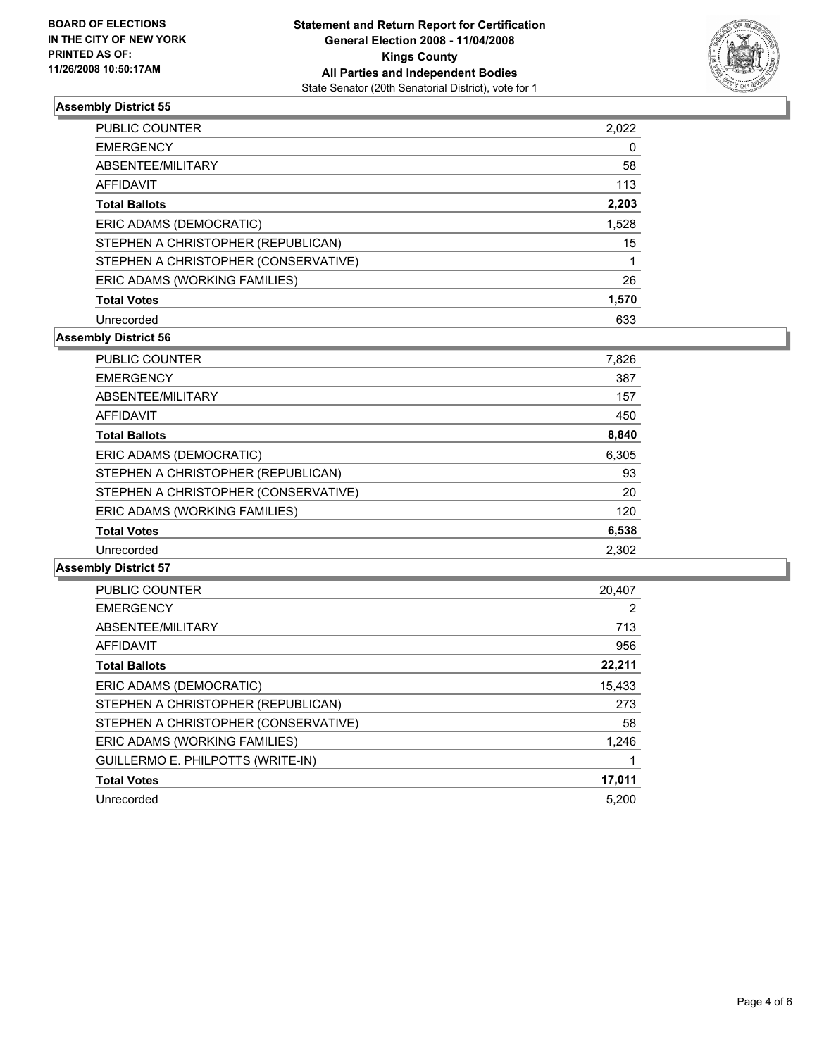**BOARD OF ELECTIONS**
**IN THE CITY OF NEW YORK**
**PRINTED AS OF:**
**11/26/2008 10:50:17AM**

**Statement and Return Report for Certification**
**General Election 2008 - 11/04/2008**
**Kings County**
**All Parties and Independent Bodies**
State Senator (20th Senatorial District), vote for 1

### Assembly District 55

| | |
|---|---|
| PUBLIC COUNTER | 2,022 |
| EMERGENCY | 0 |
| ABSENTEE/MILITARY | 58 |
| AFFIDAVIT | 113 |
| **Total Ballots** | **2,203** |
| ERIC ADAMS (DEMOCRATIC) | 1,528 |
| STEPHEN A CHRISTOPHER (REPUBLICAN) | 15 |
| STEPHEN A CHRISTOPHER (CONSERVATIVE) | 1 |
| ERIC ADAMS (WORKING FAMILIES) | 26 |
| **Total Votes** | **1,570** |
| Unrecorded | 633 |

### Assembly District 56

| | |
|---|---|
| PUBLIC COUNTER | 7,826 |
| EMERGENCY | 387 |
| ABSENTEE/MILITARY | 157 |
| AFFIDAVIT | 450 |
| **Total Ballots** | **8,840** |
| ERIC ADAMS (DEMOCRATIC) | 6,305 |
| STEPHEN A CHRISTOPHER (REPUBLICAN) | 93 |
| STEPHEN A CHRISTOPHER (CONSERVATIVE) | 20 |
| ERIC ADAMS (WORKING FAMILIES) | 120 |
| **Total Votes** | **6,538** |
| Unrecorded | 2,302 |

### Assembly District 57

| | |
|---|---|
| PUBLIC COUNTER | 20,407 |
| EMERGENCY | 2 |
| ABSENTEE/MILITARY | 713 |
| AFFIDAVIT | 956 |
| **Total Ballots** | **22,211** |
| ERIC ADAMS (DEMOCRATIC) | 15,433 |
| STEPHEN A CHRISTOPHER (REPUBLICAN) | 273 |
| STEPHEN A CHRISTOPHER (CONSERVATIVE) | 58 |
| ERIC ADAMS (WORKING FAMILIES) | 1,246 |
| GUILLERMO E. PHILPOTTS (WRITE-IN) | 1 |
| **Total Votes** | **17,011** |
| Unrecorded | 5,200 |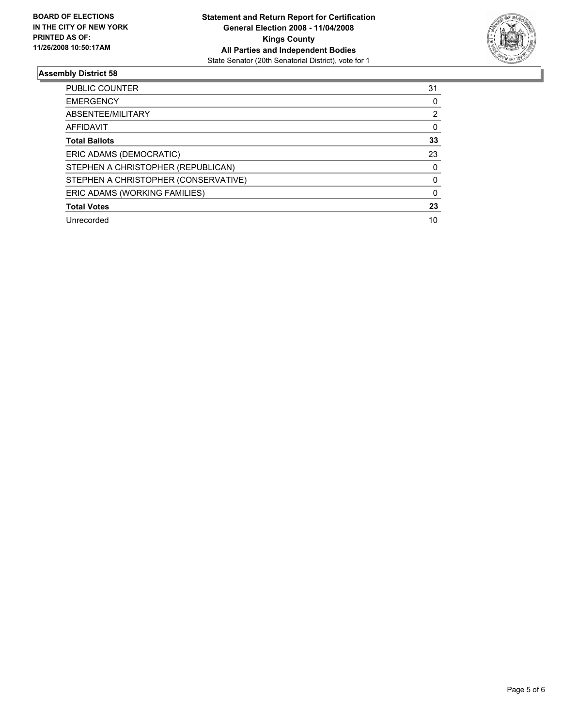**BOARD OF ELECTIONS IN THE CITY OF NEW YORK PRINTED AS OF: 11/26/2008 10:50:17AM**

**Statement and Return Report for Certification General Election 2008 - 11/04/2008 Kings County All Parties and Independent Bodies**

State Senator (20th Senatorial District), vote for 1

### Assembly District 58

| | |
|---|---|
| PUBLIC COUNTER | 31 |
| EMERGENCY | 0 |
| ABSENTEE/MILITARY | 2 |
| AFFIDAVIT | 0 |
| **Total Ballots** | **33** |
| ERIC ADAMS (DEMOCRATIC) | 23 |
| STEPHEN A CHRISTOPHER (REPUBLICAN) | 0 |
| STEPHEN A CHRISTOPHER (CONSERVATIVE) | 0 |
| ERIC ADAMS (WORKING FAMILIES) | 0 |
| **Total Votes** | **23** |
| Unrecorded | 10 |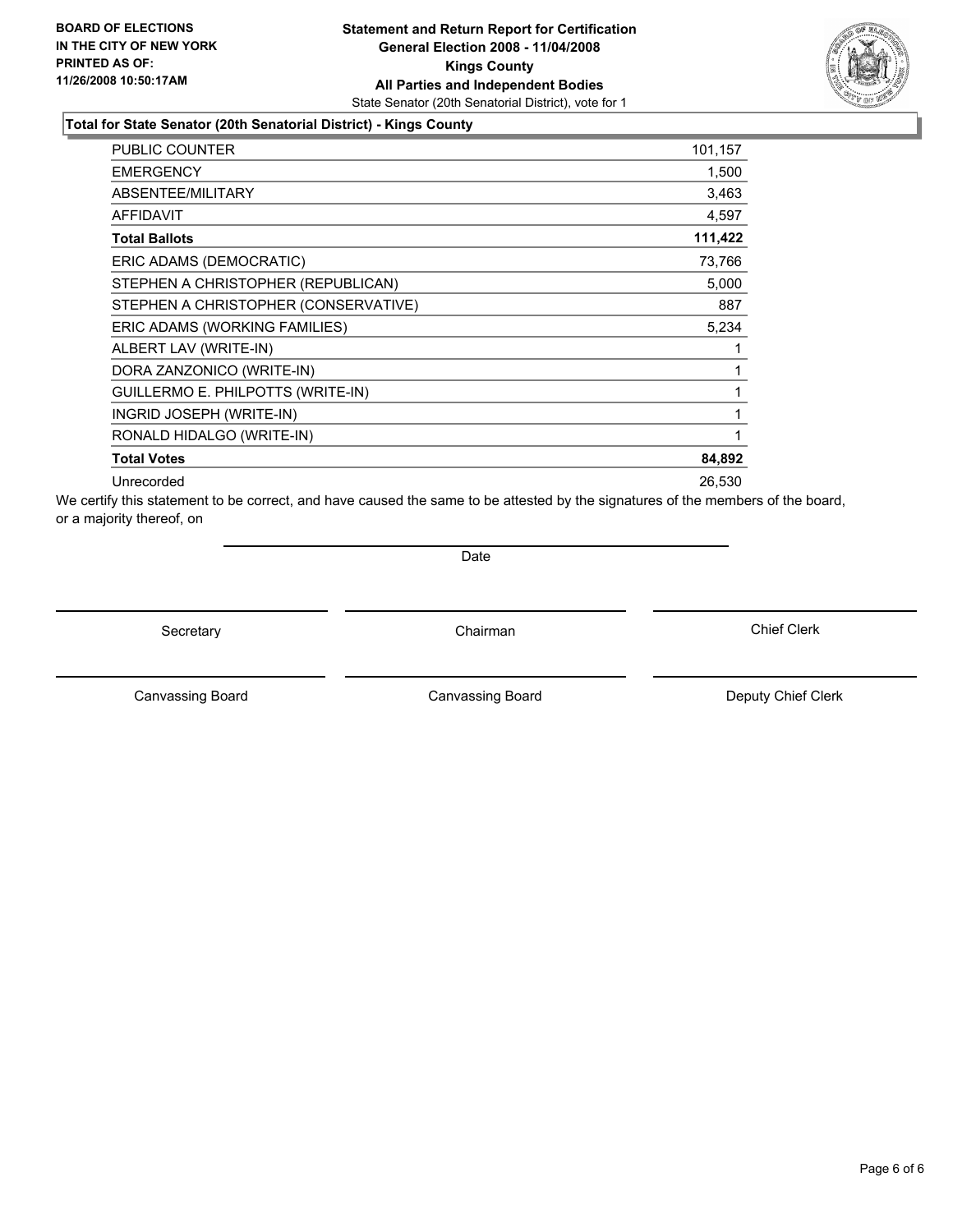**BOARD OF ELECTIONS IN THE CITY OF NEW YORK**
**PRINTED AS OF: 11/26/2008 10:50:17AM**

**Statement and Return Report for Certification**
**General Election 2008 - 11/04/2008**
**Kings County**
**All Parties and Independent Bodies**
State Senator (20th Senatorial District), vote for 1

**Total for State Senator (20th Senatorial District) - Kings County**

| | |
|---|---|
| PUBLIC COUNTER | 101,157 |
| EMERGENCY | 1,500 |
| ABSENTEE/MILITARY | 3,463 |
| AFFIDAVIT | 4,597 |
| **Total Ballots** | **111,422** |
| ERIC ADAMS (DEMOCRATIC) | 73,766 |
| STEPHEN A CHRISTOPHER (REPUBLICAN) | 5,000 |
| STEPHEN A CHRISTOPHER (CONSERVATIVE) | 887 |
| ERIC ADAMS (WORKING FAMILIES) | 5,234 |
| ALBERT LAV (WRITE-IN) | 1 |
| DORA ZANZONICO (WRITE-IN) | 1 |
| GUILLERMO E. PHILPOTTS (WRITE-IN) | 1 |
| INGRID JOSEPH (WRITE-IN) | 1 |
| RONALD HIDALGO (WRITE-IN) | 1 |
| **Total Votes** | **84,892** |
| Unrecorded | 26,530 |

We certify this statement to be correct, and have caused the same to be attested by the signatures of the members of the board, or a majority thereof, on

Date

Secretary

Chairman

Chief Clerk

Canvassing Board

Canvassing Board

Deputy Chief Clerk